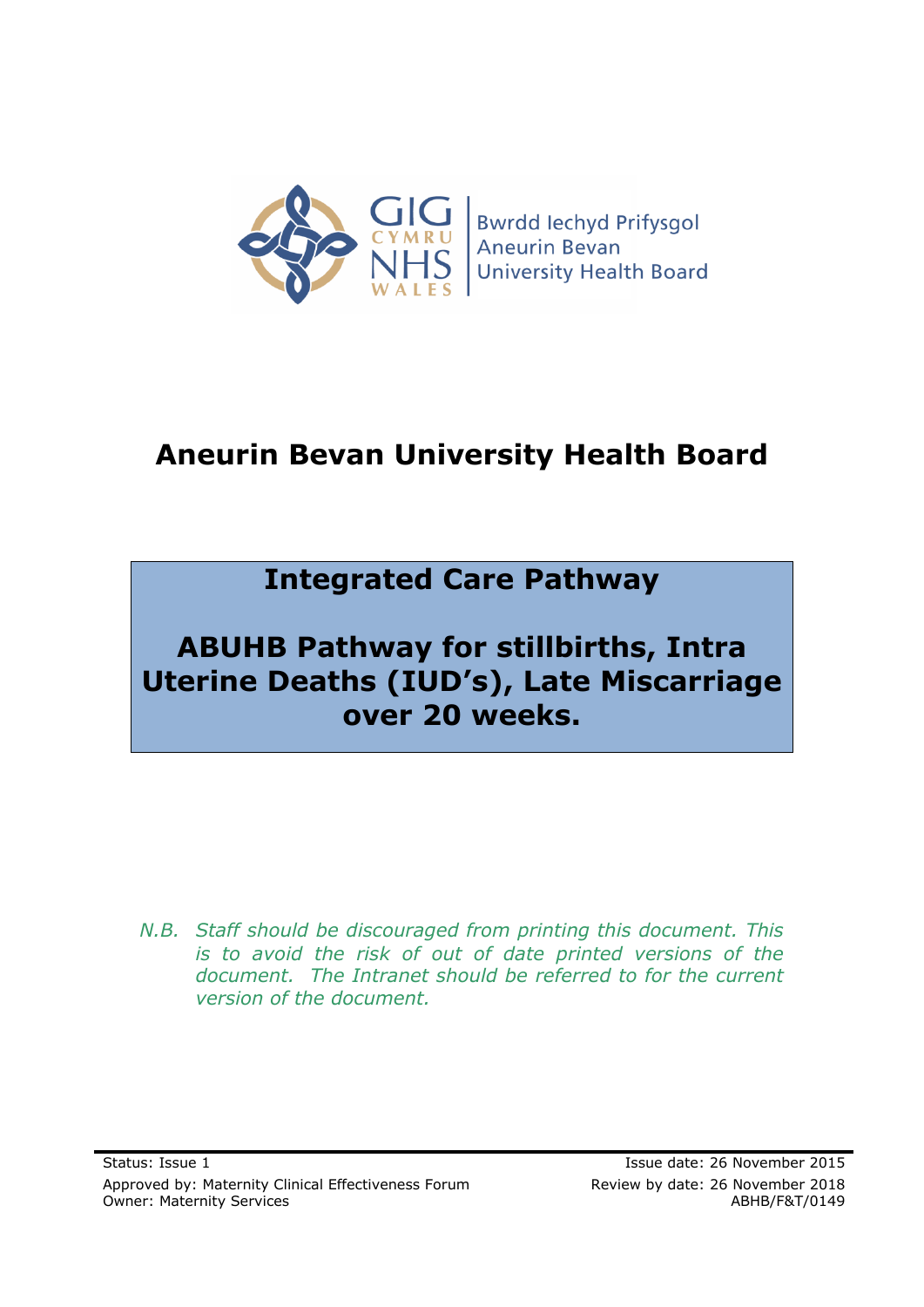GIG CYMRU NHS WALES | Bwrdd Iechyd Prifysgol Aneurin Bevan University Health Board

# Aneurin Bevan University Health Board

## Integrated Care Pathway

## ABUHB Pathway for stillbirths, Intra Uterine Deaths (IUD's), Late Miscarriage over 20 weeks.

*N.B. Staff should be discouraged from printing this document. This is to avoid the risk of out of date printed versions of the document. The Intranet should be referred to for the current version of the document.*

Status: Issue 1
Approved by: Maternity Clinical Effectiveness Forum
Owner: Maternity Services

Issue date: 26 November 2015
Review by date: 26 November 2018
ABHB/F&T/0149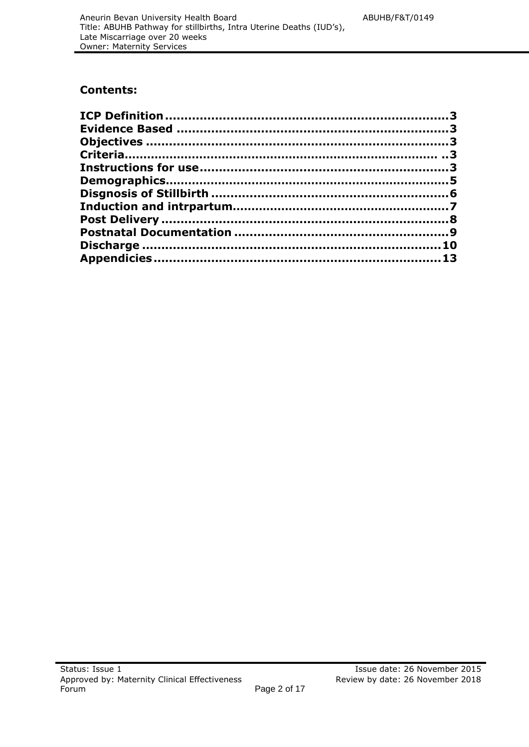## Contents:

**ICP Definition** ........................................................................ **3**
**Evidence Based** ....................................................................... **3**
**Objectives** ............................................................................... **3**
**Criteria**...................................................................................... **3**
**Instructions for use**................................................................. **3**
**Demographics**.......................................................................... **5**
**Disgnosis of Stillbirth** .............................................................. **6**
**Induction and intrpartum**......................................................... **7**
**Post Delivery** ............................................................................ **8**
**Postnatal Documentation** ........................................................ **9**
**Discharge** ................................................................................. **10**
**Appendicies** ............................................................................. **13**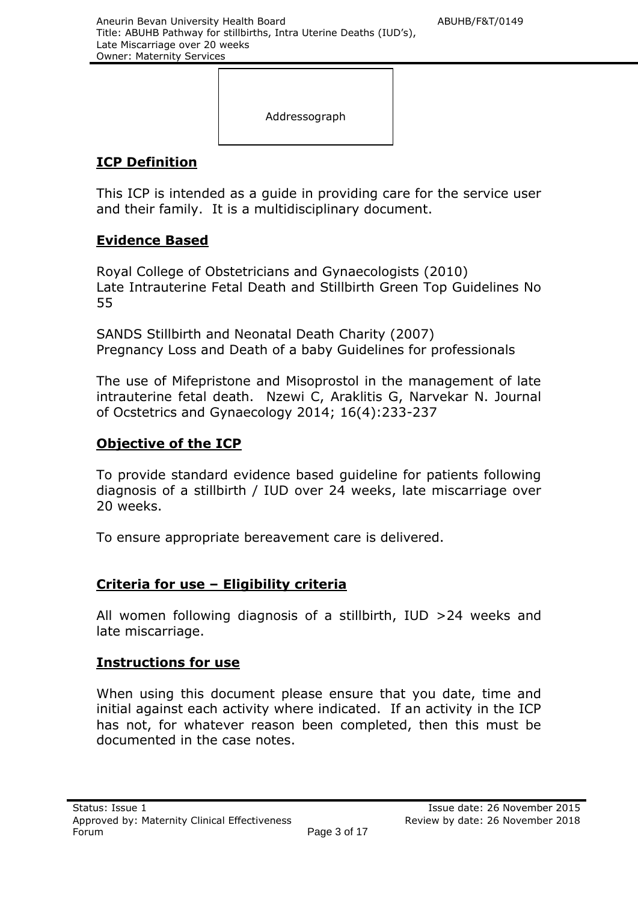Addressograph

## ICP Definition

This ICP is intended as a guide in providing care for the service user and their family. It is a multidisciplinary document.

## Evidence Based

Royal College of Obstetricians and Gynaecologists (2010)
Late Intrauterine Fetal Death and Stillbirth Green Top Guidelines No 55

SANDS Stillbirth and Neonatal Death Charity (2007)
Pregnancy Loss and Death of a baby Guidelines for professionals

The use of Mifepristone and Misoprostol in the management of late intrauterine fetal death. Nzewi C, Araklitis G, Narvekar N. Journal of Ocstetrics and Gynaecology 2014; 16(4):233-237

## Objective of the ICP

To provide standard evidence based guideline for patients following diagnosis of a stillbirth / IUD over 24 weeks, late miscarriage over 20 weeks.

To ensure appropriate bereavement care is delivered.

## Criteria for use – Eligibility criteria

All women following diagnosis of a stillbirth, IUD >24 weeks and late miscarriage.

## Instructions for use

When using this document please ensure that you date, time and initial against each activity where indicated. If an activity in the ICP has not, for whatever reason been completed, then this must be documented in the case notes.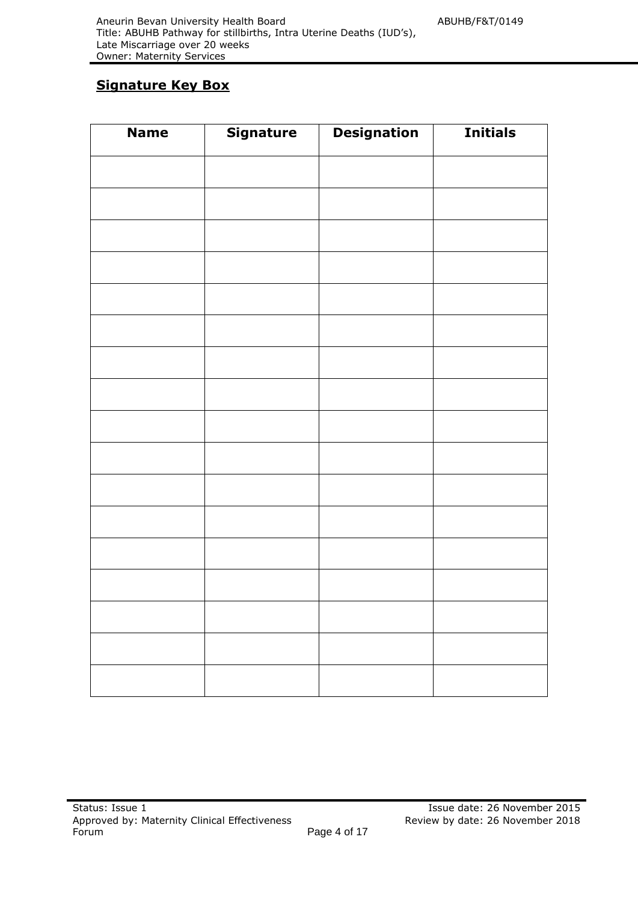## Signature Key Box

| Name | Signature | Designation | Initials |
| --- | --- | --- | --- |
| | | | |
| | | | |
| | | | |
| | | | |
| | | | |
| | | | |
| | | | |
| | | | |
| | | | |
| | | | |
| | | | |
| | | | |
| | | | |
| | | | |
| | | | |
| | | | |
| | | | |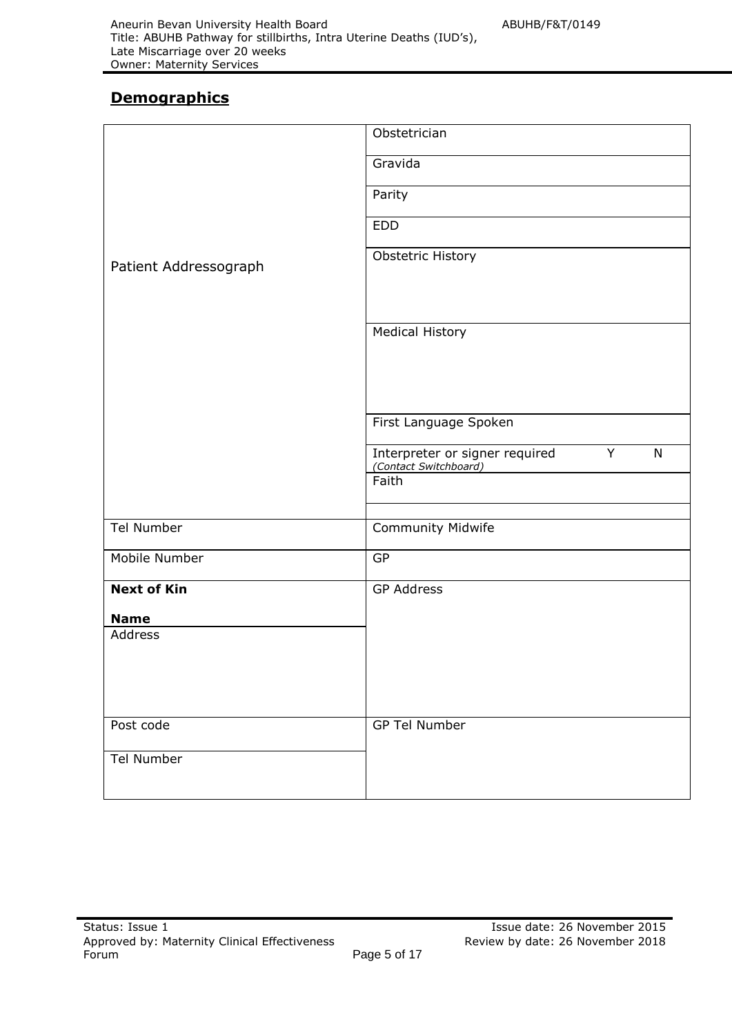## Demographics

| Patient Addressograph | Obstetrician |
|---|---|
| | Gravida |
| | Parity |
| | EDD |
| | Obstetric History |
| | Medical History |
| | First Language Spoken |
| | Interpreter or signer required *(Contact Switchboard)* Y N |
| | Faith |
| | |
| Tel Number | Community Midwife |
| Mobile Number | GP |
| **Next of Kin** **Name** | GP Address |
| Address | |
| Post code | GP Tel Number |
| Tel Number | |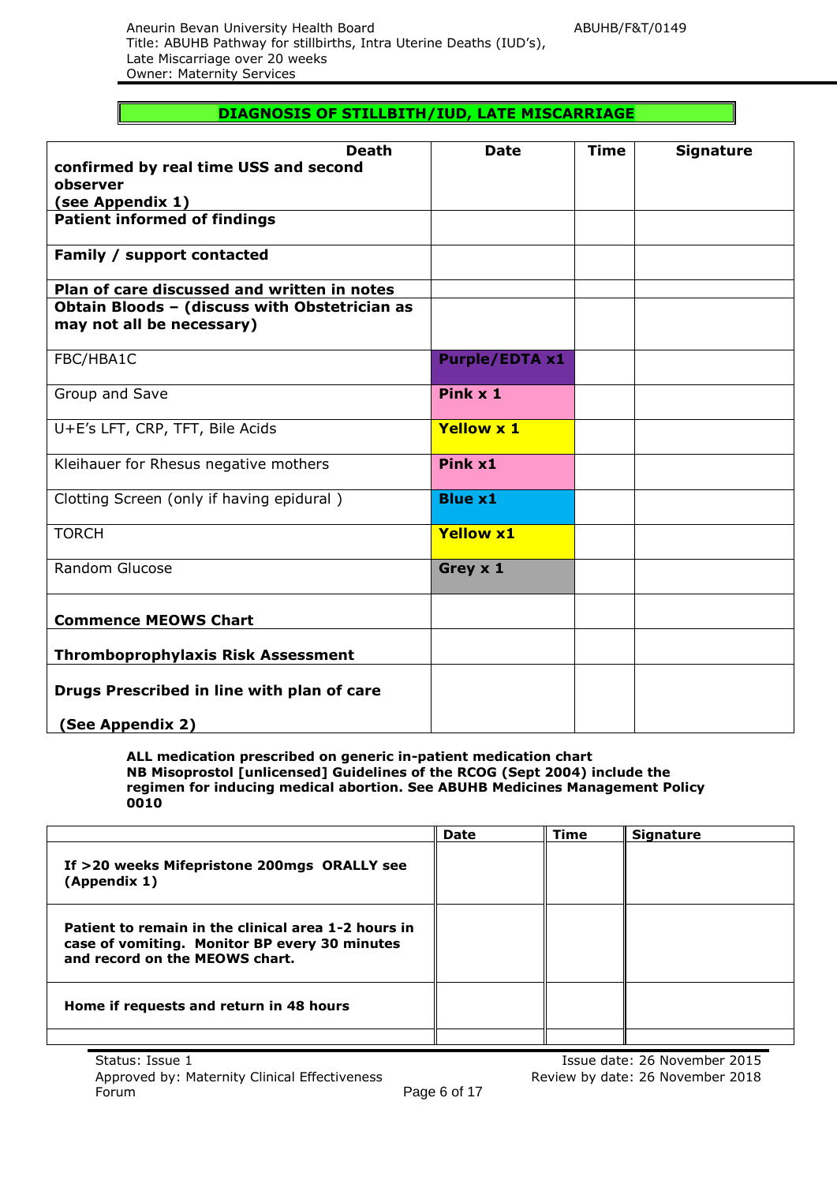## DIAGNOSIS OF STILLBITH/IUD, LATE MISCARRIAGE

| **Death confirmed by real time USS and second observer (see Appendix 1)** | **Date** | **Time** | **Signature** |
|---|---|---|---|
| **Patient informed of findings** | | | |
| **Family / support contacted** | | | |
| **Plan of care discussed and written in notes** | | | |
| **Obtain Bloods – (discuss with Obstetrician as may not all be necessary)** | | | |
| FBC/HBA1C | **Purple/EDTA x1** | | |
| Group and Save | **Pink x 1** | | |
| U+E's LFT, CRP, TFT, Bile Acids | **Yellow x 1** | | |
| Kleihauer for Rhesus negative mothers | **Pink x1** | | |
| Clotting Screen (only if having epidural ) | **Blue x1** | | |
| TORCH | **Yellow x1** | | |
| Random Glucose | **Grey x 1** | | |
| **Commence MEOWS Chart** | | | |
| **Thromboprophylaxis Risk Assessment** | | | |
| **Drugs Prescribed in line with plan of care (See Appendix 2)** | | | |

**ALL medication prescribed on generic in-patient medication chart**
**NB Misoprostol [unlicensed] Guidelines of the RCOG (Sept 2004) include the regimen for inducing medical abortion. See ABUHB Medicines Management Policy 0010**

| | **Date** | **Time** | **Signature** |
|---|---|---|---|
| **If >20 weeks Mifepristone 200mgs ORALLY see (Appendix 1)** | | | |
| **Patient to remain in the clinical area 1-2 hours in case of vomiting. Monitor BP every 30 minutes and record on the MEOWS chart.** | | | |
| **Home if requests and return in 48 hours** | | | |
| | | | |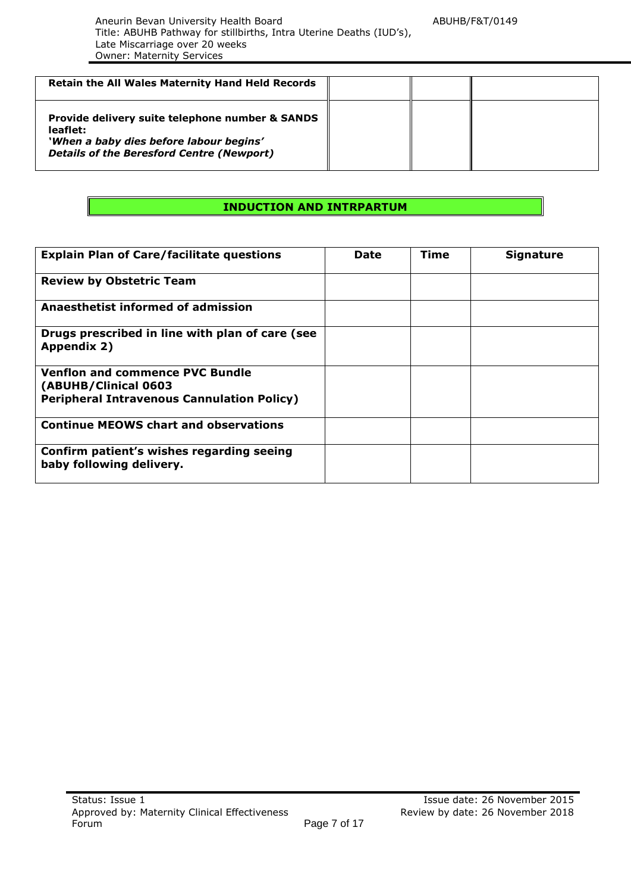| **Retain the All Wales Maternity Hand Held Records** | | | |
|---|---|---|---|
| **Provide delivery suite telephone number & SANDS leaflet:** ***'When a baby dies before labour begins'*** ***Details of the Beresford Centre (Newport)*** | | | |

## INDUCTION AND INTRPARTUM

| Explain Plan of Care/facilitate questions | Date | Time | Signature |
|---|---|---|---|
| **Review by Obstetric Team** | | | |
| **Anaesthetist informed of admission** | | | |
| **Drugs prescribed in line with plan of care (see Appendix 2)** | | | |
| **Venflon and commence PVC Bundle (ABUHB/Clinical 0603 Peripheral Intravenous Cannulation Policy)** | | | |
| **Continue MEOWS chart and observations** | | | |
| **Confirm patient's wishes regarding seeing baby following delivery.** | | | |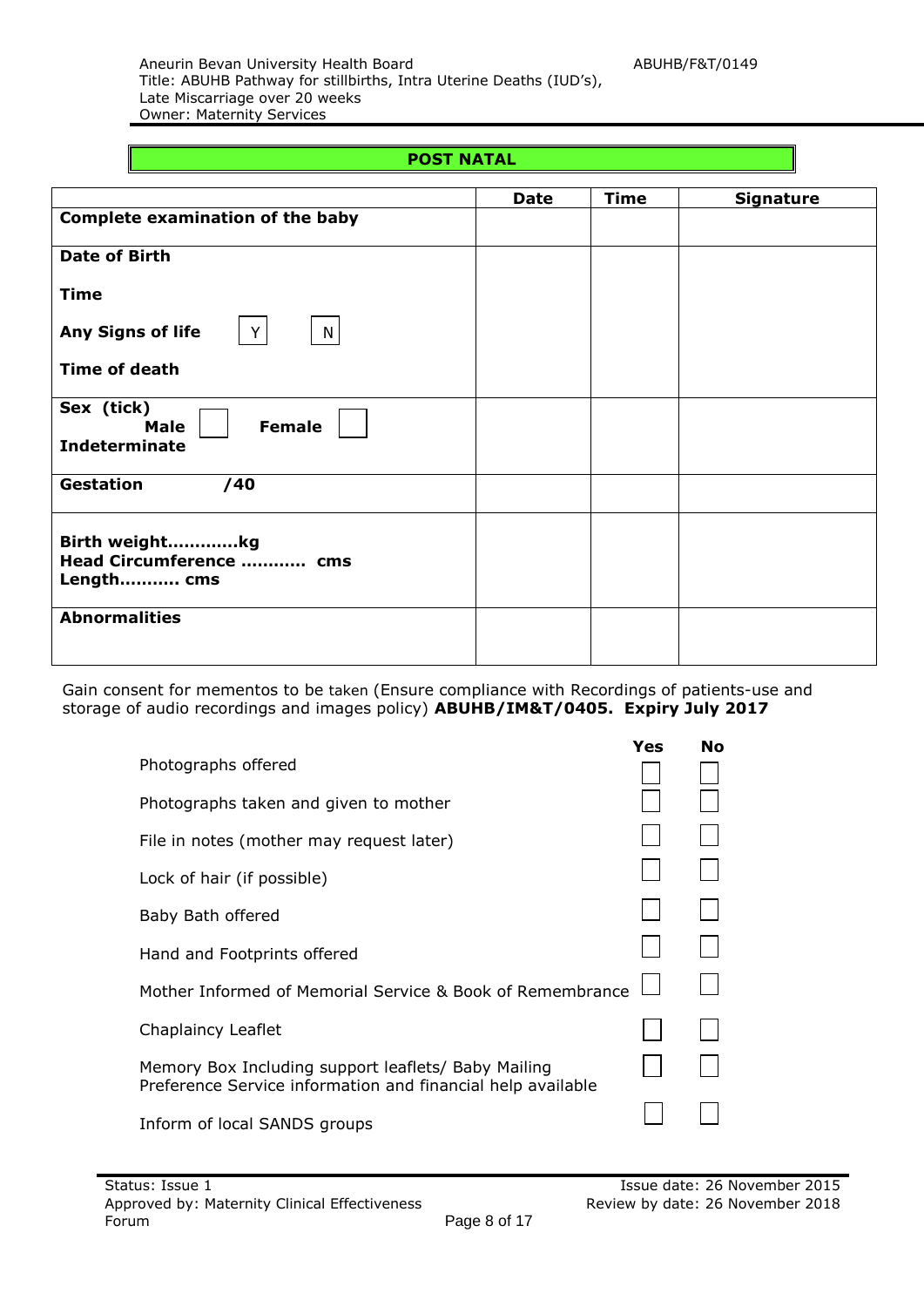## POST NATAL

| | Date | Time | Signature |
|---|---|---|---|
| **Complete examination of the baby** | | | |
| **Date of Birth**<br><br>**Time**<br><br>**Any Signs of life** Y N<br><br>**Time of death** | | | |
| **Sex (tick)**<br>**Male** ☐ **Female** ☐<br>**Indeterminate** | | | |
| **Gestation /40** | | | |
| **Birth weight.............kg**<br>**Head Circumference ........... cms**<br>**Length.......... cms** | | | |
| **Abnormalities** | | | |

Gain consent for mementos to be taken (Ensure compliance with Recordings of patients-use and storage of audio recordings and images policy) **ABUHB/IM&T/0405. Expiry July 2017**

| | Yes | No |
|---|---|---|
| Photographs offered | ☐ | ☐ |
| Photographs taken and given to mother | ☐ | ☐ |
| File in notes (mother may request later) | ☐ | ☐ |
| Lock of hair (if possible) | ☐ | ☐ |
| Baby Bath offered | ☐ | ☐ |
| Hand and Footprints offered | ☐ | ☐ |
| Mother Informed of Memorial Service & Book of Remembrance | ☐ | ☐ |
| Chaplaincy Leaflet | ☐ | ☐ |
| Memory Box Including support leaflets/ Baby Mailing Preference Service information and financial help available | ☐ | ☐ |
| Inform of local SANDS groups | ☐ | ☐ |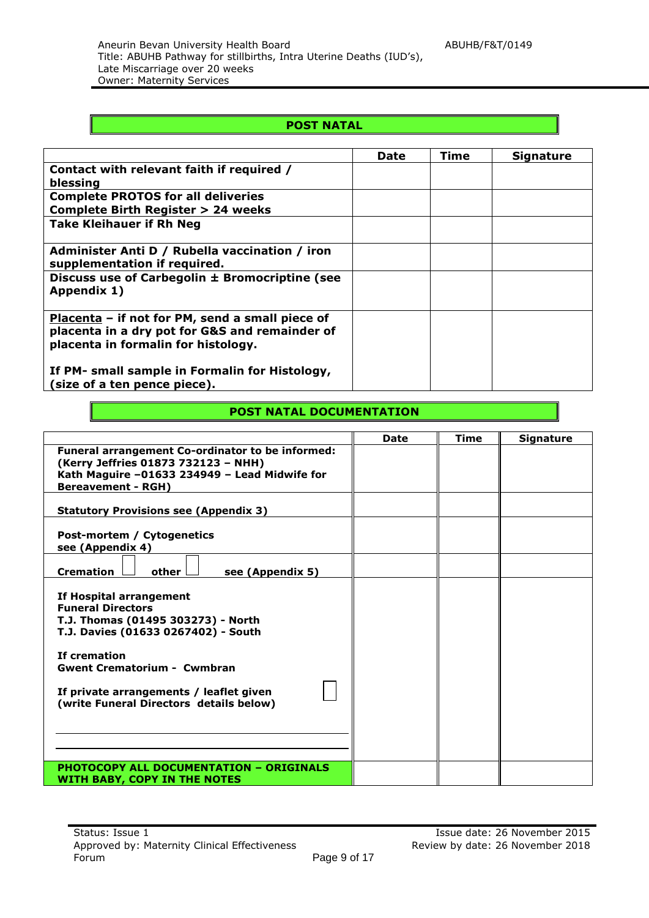## POST NATAL

| | Date | Time | Signature |
|---|---|---|---|
| **Contact with relevant faith if required / blessing** | | | |
| **Complete PROTOS for all deliveries**<br>**Complete Birth Register > 24 weeks** | | | |
| **Take Kleihauer if Rh Neg** | | | |
| **Administer Anti D / Rubella vaccination / iron supplementation if required.** | | | |
| **Discuss use of Carbegolin ± Bromocriptine (see Appendix 1)** | | | |
| **<u>Placenta</u> – if not for PM, send a small piece of placenta in a dry pot for G&S and remainder of placenta in formalin for histology.**<br><br>**If PM- small sample in Formalin for Histology, (size of a ten pence piece).** | | | |

## POST NATAL DOCUMENTATION

| | Date | Time | Signature |
|---|---|---|---|
| **Funeral arrangement Co-ordinator to be informed:**<br>**(Kerry Jeffries 01873 732123 – NHH)**<br>**Kath Maguire –01633 234949 – Lead Midwife for Bereavement - RGH)** | | | |
| **Statutory Provisions see (Appendix 3)** | | | |
| **Post-mortem / Cytogenetics see (Appendix 4)** | | | |
| **Cremation** ☐ **other** ☐ **see (Appendix 5)** | | | |
| **If Hospital arrangement**<br>**Funeral Directors**<br>**T.J. Thomas (01495 303273) - North**<br>**T.J. Davies (01633 0267402) - South**<br><br>**If cremation**<br>**Gwent Crematorium - Cwmbran**<br><br>**If private arrangements / leaflet given** ☐<br>**(write Funeral Directors details below)**<br><br>\_\_\_\_\_\_\_\_\_\_\_\_\_\_\_\_\_\_\_\_\_\_\_\_\_\_\_\_\_\_\_\_\_\_\_\_<br>\_\_\_\_\_\_\_\_\_\_\_\_\_\_\_\_\_\_\_\_\_\_\_\_\_\_\_\_\_\_\_\_\_\_\_\_ | | | |
| **PHOTOCOPY ALL DOCUMENTATION – ORIGINALS WITH BABY, COPY IN THE NOTES** | | | |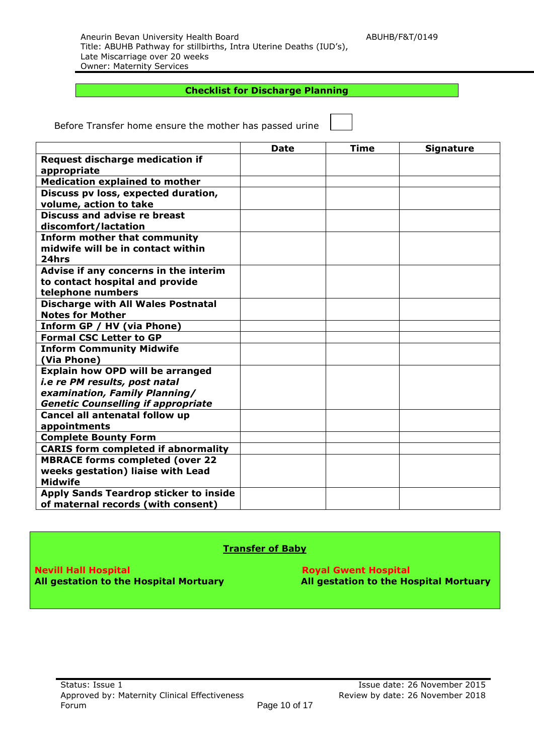## Checklist for Discharge Planning

Before Transfer home ensure the mother has passed urine ☐

| | Date | Time | Signature |
|---|---|---|---|
| **Request discharge medication if appropriate** | | | |
| **Medication explained to mother** | | | |
| **Discuss pv loss, expected duration, volume, action to take** | | | |
| **Discuss and advise re breast discomfort/lactation** | | | |
| **Inform mother that community midwife will be in contact within 24hrs** | | | |
| **Advise if any concerns in the interim to contact hospital and provide telephone numbers** | | | |
| **Discharge with All Wales Postnatal Notes for Mother** | | | |
| **Inform GP / HV (via Phone)** | | | |
| **Formal CSC Letter to GP** | | | |
| **Inform Community Midwife (Via Phone)** | | | |
| **Explain how OPD will be arranged** ***i.e re PM results, post natal examination, Family Planning/ Genetic Counselling if appropriate*** | | | |
| **Cancel all antenatal follow up appointments** | | | |
| **Complete Bounty Form** | | | |
| **CARIS form completed if abnormality** | | | |
| **MBRACE forms completed (over 22 weeks gestation) liaise with Lead Midwife** | | | |
| **Apply Sands Teardrop sticker to inside of maternal records (with consent)** | | | |

## Transfer of Baby

**Nevill Hall Hospital**
**All gestation to the Hospital Mortuary**

**Royal Gwent Hospital**
**All gestation to the Hospital Mortuary**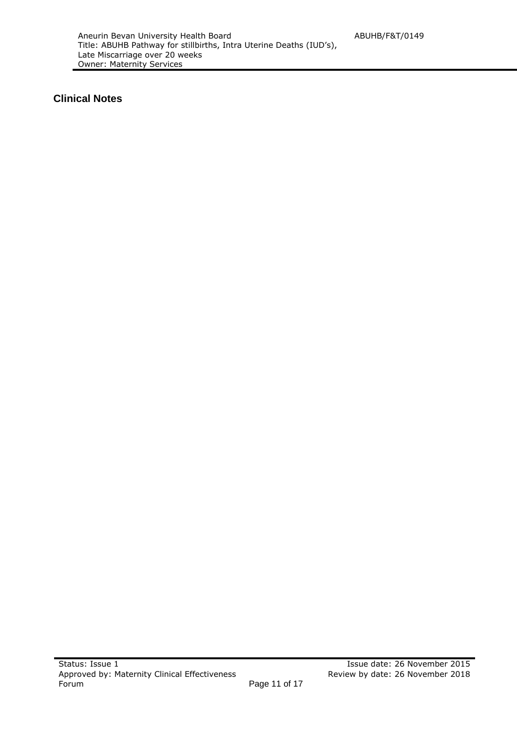## Clinical Notes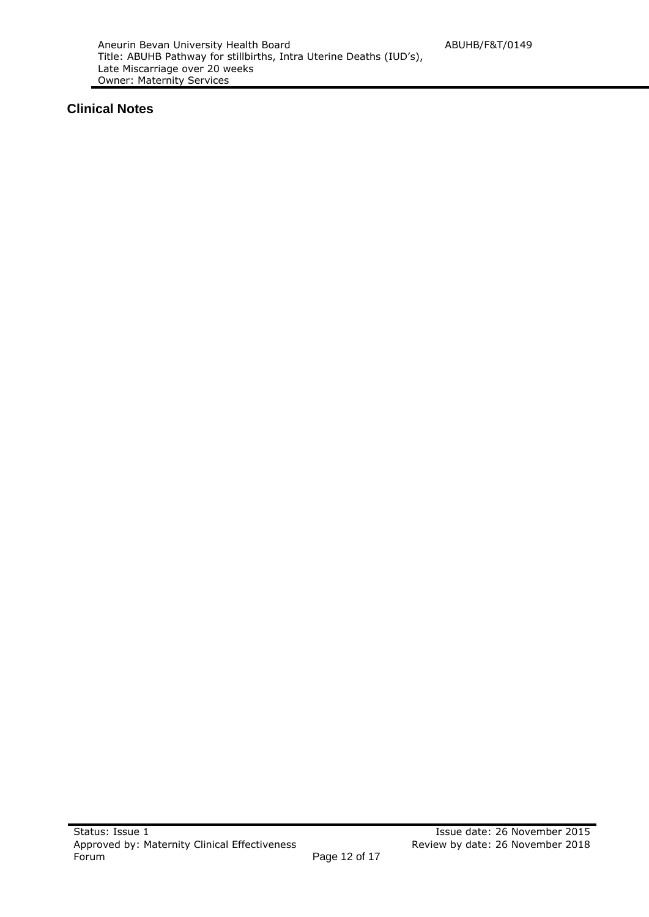## Clinical Notes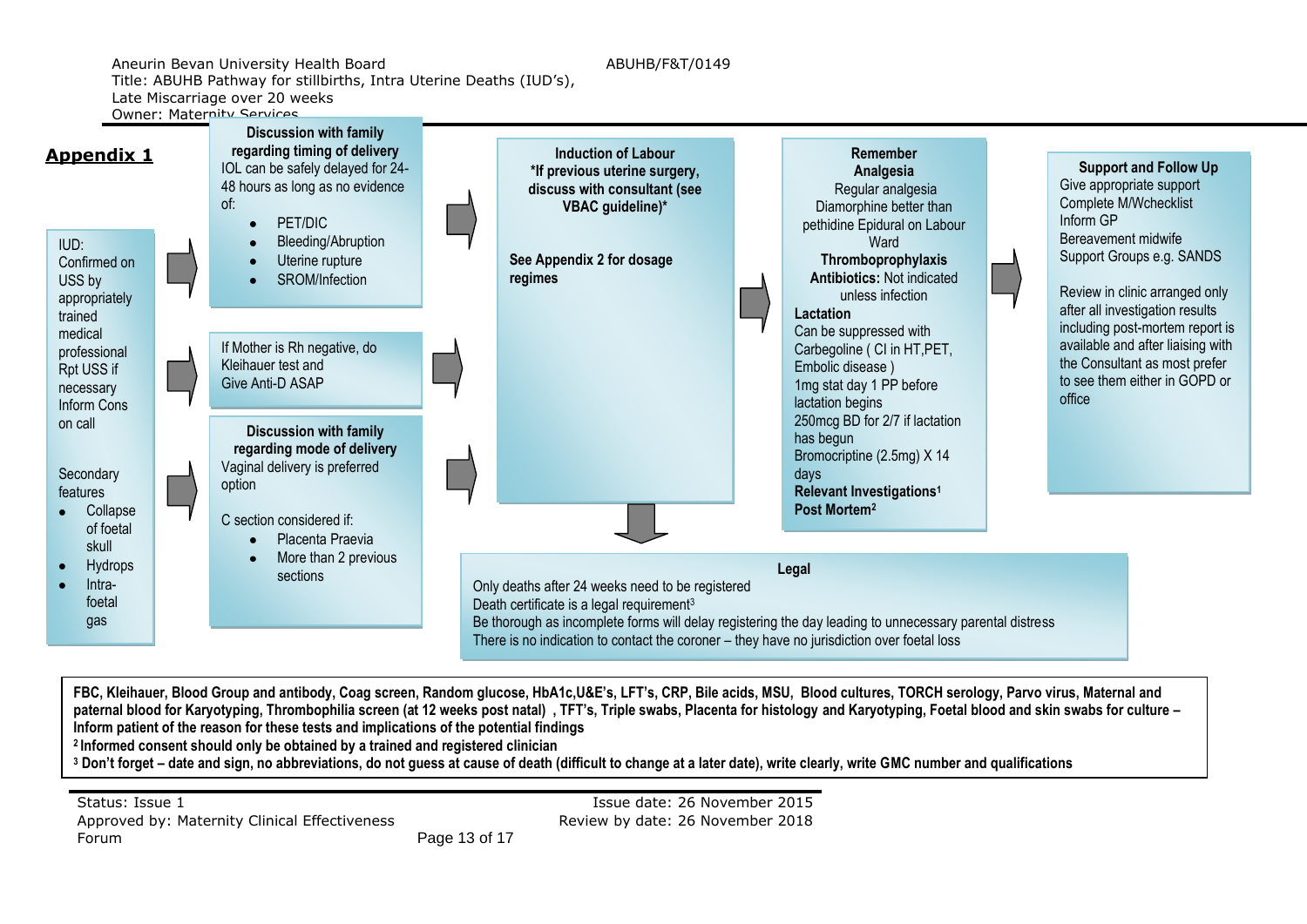## Appendix 1

**IUD:**
Confirmed on USS by appropriately trained medical professional
Rpt USS if necessary
Inform Cons on call

Secondary features
- Collapse of foetal skull
- Hydrops
- Intra-foetal gas

**Discussion with family regarding timing of delivery**
IOL can be safely delayed for 24-48 hours as long as no evidence of:
- PET/DIC
- Bleeding/Abruption
- Uterine rupture
- SROM/Infection

If Mother is Rh negative, do Kleihauer test and Give Anti-D ASAP

**Discussion with family regarding mode of delivery**
Vaginal delivery is preferred option

C section considered if:
- Placenta Praevia
- More than 2 previous sections

**Induction of Labour**
***If previous uterine surgery, discuss with consultant (see VBAC guideline)***

**See Appendix 2 for dosage regimes**

**Remember**
**Analgesia**
Regular analgesia
Diamorphine better than pethidine Epidural on Labour Ward
**Thromboprophylaxis**
**Antibiotics:** Not indicated unless infection
**Lactation**
Can be suppressed with Carbegoline ( CI in HT,PET, Embolic disease )
1mg stat day 1 PP before lactation begins
250mcg BD for 2/7 if lactation has begun
Bromocriptine (2.5mg) X 14 days
**Relevant Investigations[1]**
**Post Mortem[2]**

**Support and Follow Up**
Give appropriate support
Complete M/Wchecklist
Inform GP
Bereavement midwife
Support Groups e.g. SANDS

Review in clinic arranged only after all investigation results including post-mortem report is available and after liaising with the Consultant as most prefer to see them either in GOPD or office

**Legal**
Only deaths after 24 weeks need to be registered
Death certificate is a legal requirement[3]
Be thorough as incomplete forms will delay registering the day leading to unnecessary parental distress
There is no indication to contact the coroner – they have no jurisdiction over foetal loss

---

**FBC, Kleihauer, Blood Group and antibody, Coag screen, Random glucose, HbA1c,U&E's, LFT's, CRP, Bile acids, MSU, Blood cultures, TORCH serology, Parvo virus, Maternal and paternal blood for Karyotyping, Thrombophilia screen (at 12 weeks post natal) , TFT's, Triple swabs, Placenta for histology and Karyotyping, Foetal blood and skin swabs for culture – Inform patient of the reason for these tests and implications of the potential findings**

**[2] Informed consent should only be obtained by a trained and registered clinician**

**[3] Don't forget – date and sign, no abbreviations, do not guess at cause of death (difficult to change at a later date), write clearly, write GMC number and qualifications**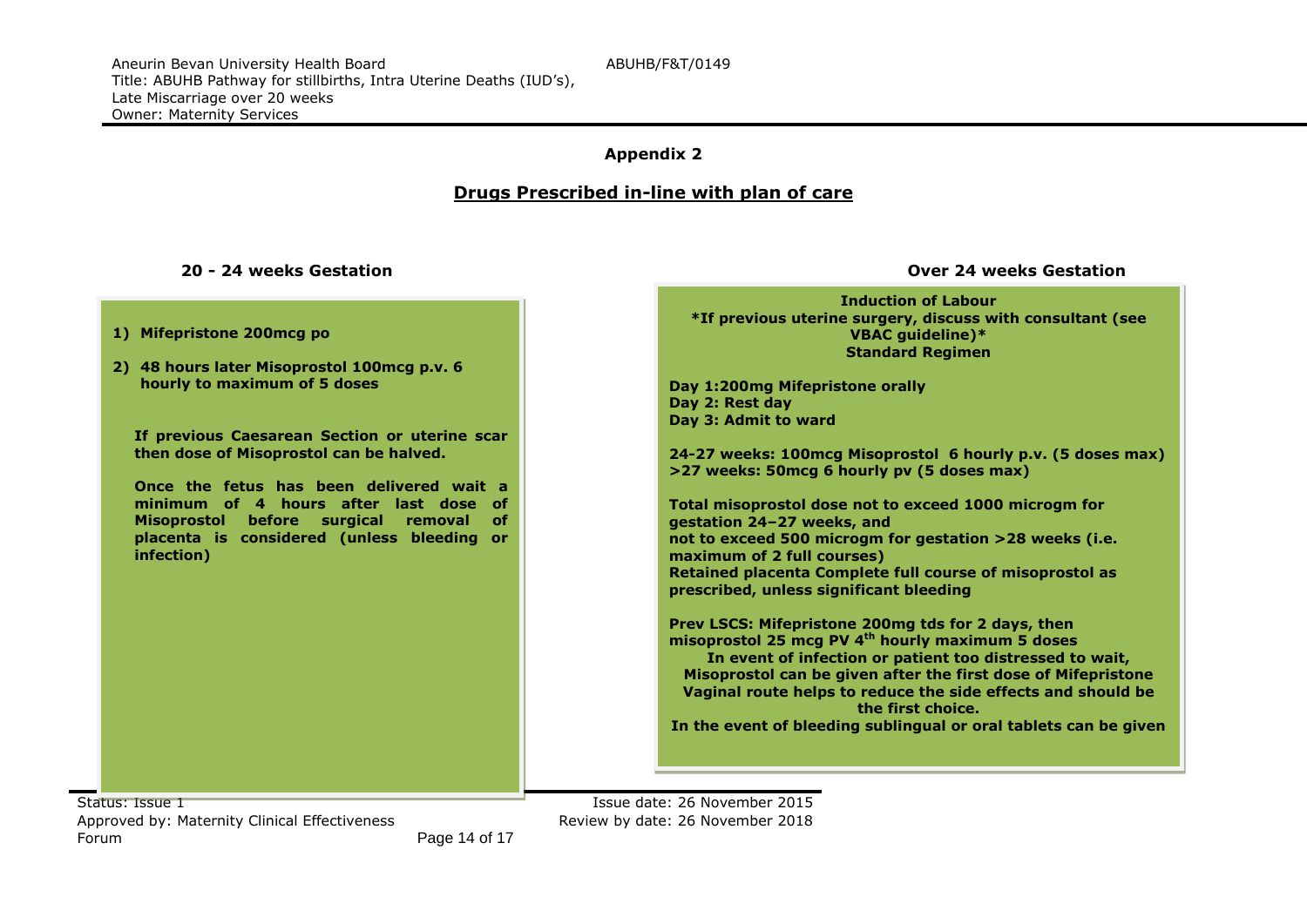## Appendix 2

## Drugs Prescribed in-line with plan of care

### 20 - 24 weeks Gestation

1) **Mifepristone 200mcg po**
2) **48 hours later Misoprostol 100mcg p.v. 6 hourly to maximum of 5 doses**

**If previous Caesarean Section or uterine scar then dose of Misoprostol can be halved.**

**Once the fetus has been delivered wait a minimum of 4 hours after last dose of Misoprostol before surgical removal of placenta is considered (unless bleeding or infection)**

### Over 24 weeks Gestation

**Induction of Labour**
**\*If previous uterine surgery, discuss with consultant (see VBAC guideline)\***
**Standard Regimen**

**Day 1:200mg Mifepristone orally**
**Day 2: Rest day**
**Day 3: Admit to ward**

**24-27 weeks: 100mcg Misoprostol 6 hourly p.v. (5 doses max)**
**>27 weeks: 50mcg 6 hourly pv (5 doses max)**

**Total misoprostol dose not to exceed 1000 microgm for gestation 24–27 weeks, and**
**not to exceed 500 microgm for gestation >28 weeks (i.e. maximum of 2 full courses)**
**Retained placenta Complete full course of misoprostol as prescribed, unless significant bleeding**

**Prev LSCS: Mifepristone 200mg tds for 2 days, then misoprostol 25 mcg PV 4th hourly maximum 5 doses**
**In event of infection or patient too distressed to wait, Misoprostol can be given after the first dose of Mifepristone**
**Vaginal route helps to reduce the side effects and should be the first choice.**
**In the event of bleeding sublingual or oral tablets can be given**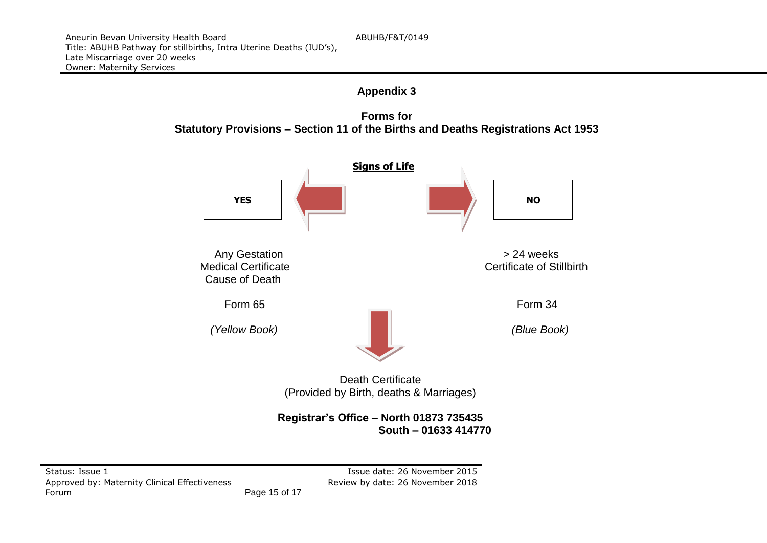## Appendix 3

### Forms for
### Statutory Provisions – Section 11 of the Births and Deaths Registrations Act 1953

**Signs of Life**

| **YES** | **NO** |
| --- | --- |
| Any Gestation | > 24 weeks |
| Medical Certificate Cause of Death | Certificate of Stillbirth |
| Form 65 | Form 34 |
| *(Yellow Book)* | *(Blue Book)* |

Death Certificate
(Provided by Birth, deaths & Marriages)

**Registrar's Office – North 01873 735435**
**South – 01633 414770**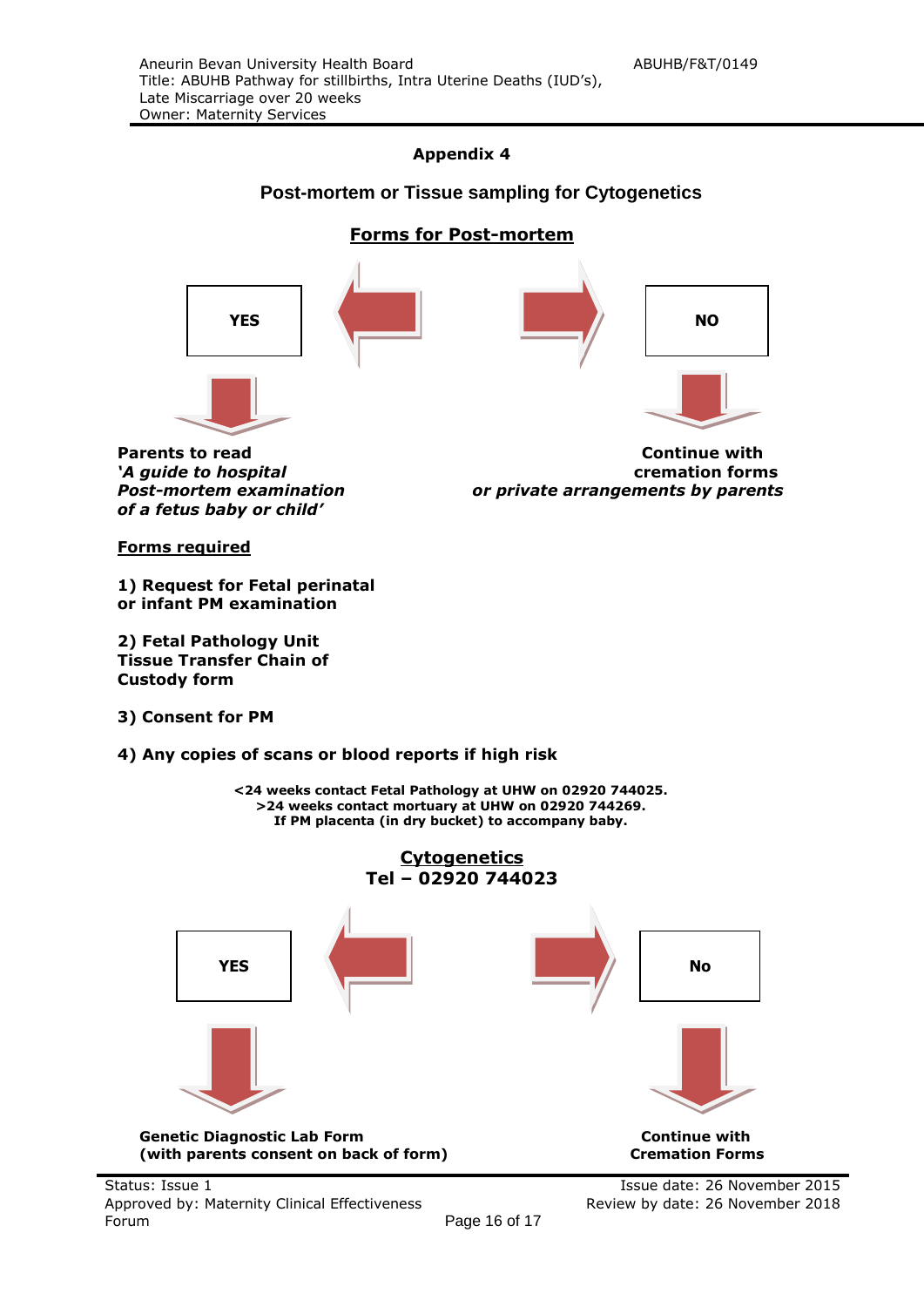## Appendix 4

## Post-mortem or Tissue sampling for Cytogenetics

### Forms for Post-mortem

**YES**

**NO**

**Parents to read**
***'A guide to hospital Post-mortem examination of a fetus baby or child'***

**Continue with cremation forms**
***or private arrangements by parents***

**Forms required**

**1) Request for Fetal perinatal or infant PM examination**

**2) Fetal Pathology Unit Tissue Transfer Chain of Custody form**

**3) Consent for PM**

**4) Any copies of scans or blood reports if high risk**

**<24 weeks contact Fetal Pathology at UHW on 02920 744025.**
**>24 weeks contact mortuary at UHW on 02920 744269.**
**If PM placenta (in dry bucket) to accompany baby.**

### Cytogenetics
### Tel – 02920 744023

**YES**

**No**

**Genetic Diagnostic Lab Form**
**(with parents consent on back of form)**

**Continue with Cremation Forms**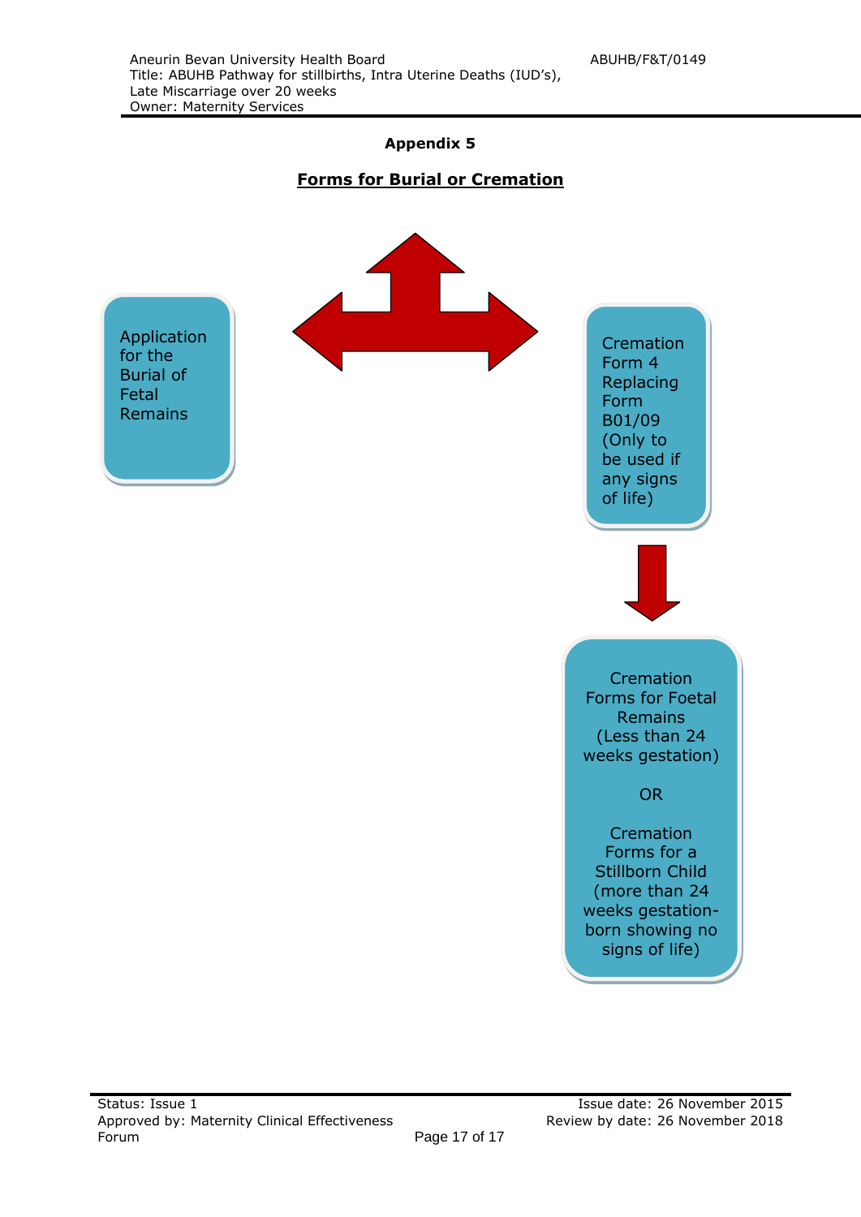**Appendix 5**

**Forms for Burial or Cremation**

Application for the Burial of Fetal Remains

Cremation Form 4 Replacing Form B01/09 (Only to be used if any signs of life)

Cremation Forms for Foetal Remains (Less than 24 weeks gestation)

OR

Cremation Forms for a Stillborn Child (more than 24 weeks gestation- born showing no signs of life)